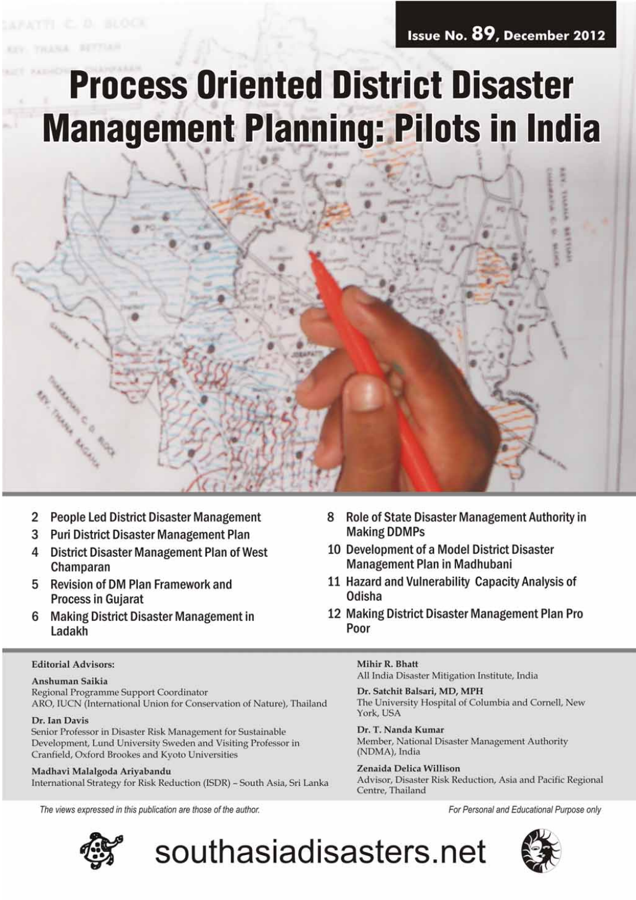Issue No. 89, December 2012

# Process Oriented District Disaster Management Planning: Pilots in India

- 2 People Led District Disaster Management
- 3 Puri District Disaster Management Plan
- 4 District Disaster Management Plan of West Champaran
- 5 Revision of DM Plan Framework and Process in Gujarat
- 6 Making District Disaster Management in Ladakh
- 8 Role of State Disaster Management Authority in Making DDMPs
- 10 Development of a Model District Disaster Management Plan in Madhubani
- 11 Hazard and Vulnerability Capacity Analysis of Odisha
- 12 Making District Disaster Management Plan Pro Poor

**Editorial Advisors:**

**Anshuman Saikia**
Regional Programme Support Coordinator
ARO, IUCN (International Union for Conservation of Nature), Thailand

**Dr. Ian Davis**
Senior Professor in Disaster Risk Management for Sustainable Development, Lund University Sweden and Visiting Professor in Cranfield, Oxford Brookes and Kyoto Universities

**Madhavi Malalgoda Ariyabandu**
International Strategy for Risk Reduction (ISDR) – South Asia, Sri Lanka

**Mihir R. Bhatt**
All India Disaster Mitigation Institute, India

**Dr. Satchit Balsari, MD, MPH**
The University Hospital of Columbia and Cornell, New York, USA

**Dr. T. Nanda Kumar**
Member, National Disaster Management Authority (NDMA), India

**Zenaida Delica Willison**
Advisor, Disaster Risk Reduction, Asia and Pacific Regional Centre, Thailand

*The views expressed in this publication are those of the author.*

*For Personal and Educational Purpose only*

southasiadisasters.net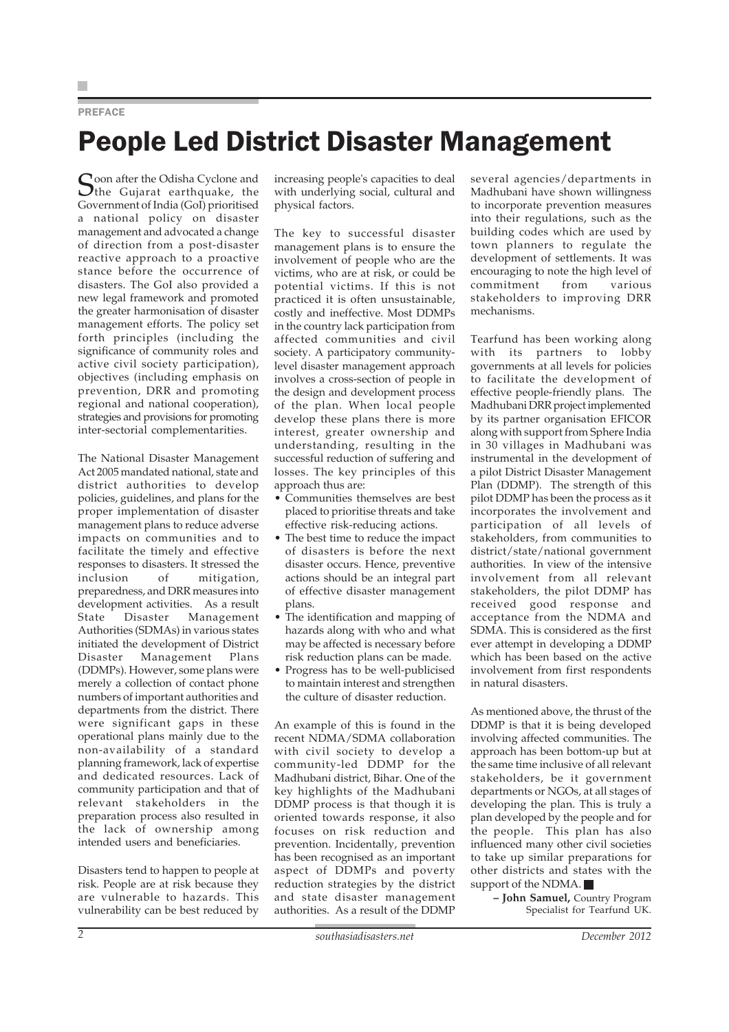PREFACE

# People Led District Disaster Management

Soon after the Odisha Cyclone and the Gujarat earthquake, the Government of India (GoI) prioritised a national policy on disaster management and advocated a change of direction from a post-disaster reactive approach to a proactive stance before the occurrence of disasters. The GoI also provided a new legal framework and promoted the greater harmonisation of disaster management efforts. The policy set forth principles (including the significance of community roles and active civil society participation), objectives (including emphasis on prevention, DRR and promoting regional and national cooperation), strategies and provisions for promoting inter-sectorial complementarities.

The National Disaster Management Act 2005 mandated national, state and district authorities to develop policies, guidelines, and plans for the proper implementation of disaster management plans to reduce adverse impacts on communities and to facilitate the timely and effective responses to disasters. It stressed the inclusion of mitigation, preparedness, and DRR measures into development activities. As a result State Disaster Management Authorities (SDMAs) in various states initiated the development of District Disaster Management Plans (DDMPs). However, some plans were merely a collection of contact phone numbers of important authorities and departments from the district. There were significant gaps in these operational plans mainly due to the non-availability of a standard planning framework, lack of expertise and dedicated resources. Lack of community participation and that of relevant stakeholders in the preparation process also resulted in the lack of ownership among intended users and beneficiaries.

Disasters tend to happen to people at risk. People are at risk because they are vulnerable to hazards. This vulnerability can be best reduced by increasing people's capacities to deal with underlying social, cultural and physical factors.

The key to successful disaster management plans is to ensure the involvement of people who are the victims, who are at risk, or could be potential victims. If this is not practiced it is often unsustainable, costly and ineffective. Most DDMPs in the country lack participation from affected communities and civil society. A participatory community-level disaster management approach involves a cross-section of people in the design and development process of the plan. When local people develop these plans there is more interest, greater ownership and understanding, resulting in the successful reduction of suffering and losses. The key principles of this approach thus are:

- Communities themselves are best placed to prioritise threats and take effective risk-reducing actions.
- The best time to reduce the impact of disasters is before the next disaster occurs. Hence, preventive actions should be an integral part of effective disaster management plans.
- The identification and mapping of hazards along with who and what may be affected is necessary before risk reduction plans can be made.
- Progress has to be well-publicised to maintain interest and strengthen the culture of disaster reduction.

An example of this is found in the recent NDMA/SDMA collaboration with civil society to develop a community-led DDMP for the Madhubani district, Bihar. One of the key highlights of the Madhubani DDMP process is that though it is oriented towards response, it also focuses on risk reduction and prevention. Incidentally, prevention has been recognised as an important aspect of DDMPs and poverty reduction strategies by the district and state disaster management authorities. As a result of the DDMP several agencies/departments in Madhubani have shown willingness to incorporate prevention measures into their regulations, such as the building codes which are used by town planners to regulate the development of settlements. It was encouraging to note the high level of commitment from various stakeholders to improving DRR mechanisms.

Tearfund has been working along with its partners to lobby governments at all levels for policies to facilitate the development of effective people-friendly plans. The Madhubani DRR project implemented by its partner organisation EFICOR along with support from Sphere India in 30 villages in Madhubani was instrumental in the development of a pilot District Disaster Management Plan (DDMP). The strength of this pilot DDMP has been the process as it incorporates the involvement and participation of all levels of stakeholders, from communities to district/state/national government authorities. In view of the intensive involvement from all relevant stakeholders, the pilot DDMP has received good response and acceptance from the NDMA and SDMA. This is considered as the first ever attempt in developing a DDMP which has been based on the active involvement from first respondents in natural disasters.

As mentioned above, the thrust of the DDMP is that it is being developed involving affected communities. The approach has been bottom-up but at the same time inclusive of all relevant stakeholders, be it government departments or NGOs, at all stages of developing the plan. This is truly a plan developed by the people and for the people. This plan has also influenced many other civil societies to take up similar preparations for other districts and states with the support of the NDMA.

– **John Samuel,** Country Program Specialist for Tearfund UK.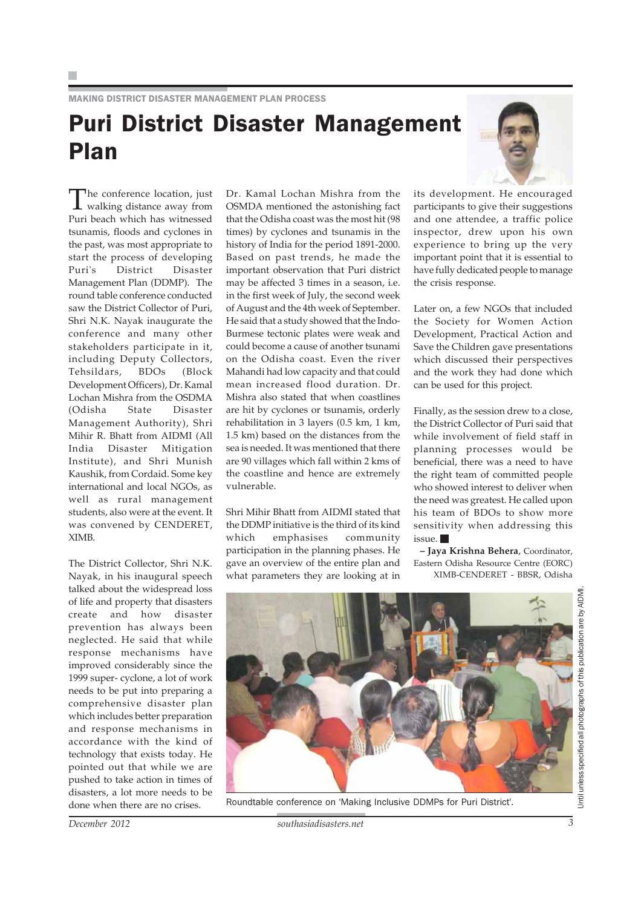MAKING DISTRICT DISASTER MANAGEMENT PLAN PROCESS

# Puri District Disaster Management Plan

The conference location, just walking distance away from Puri beach which has witnessed tsunamis, floods and cyclones in the past, was most appropriate to start the process of developing Puri's District Disaster Management Plan (DDMP). The round table conference conducted saw the District Collector of Puri, Shri N.K. Nayak inaugurate the conference and many other stakeholders participate in it, including Deputy Collectors, Tehsildars, BDOs (Block Development Officers), Dr. Kamal Lochan Mishra from the OSDMA (Odisha State Disaster Management Authority), Shri Mihir R. Bhatt from AIDMI (All India Disaster Mitigation Institute), and Shri Munish Kaushik, from Cordaid. Some key international and local NGOs, as well as rural management students, also were at the event. It was convened by CENDERET, XIMB.

The District Collector, Shri N.K. Nayak, in his inaugural speech talked about the widespread loss of life and property that disasters create and how disaster prevention has always been neglected. He said that while response mechanisms have improved considerably since the 1999 super- cyclone, a lot of work needs to be put into preparing a comprehensive disaster plan which includes better preparation and response mechanisms in accordance with the kind of technology that exists today. He pointed out that while we are pushed to take action in times of disasters, a lot more needs to be done when there are no crises.

Dr. Kamal Lochan Mishra from the OSMDA mentioned the astonishing fact that the Odisha coast was the most hit (98 times) by cyclones and tsunamis in the history of India for the period 1891-2000. Based on past trends, he made the important observation that Puri district may be affected 3 times in a season, i.e. in the first week of July, the second week of August and the 4th week of September. He said that a study showed that the Indo-Burmese tectonic plates were weak and could become a cause of another tsunami on the Odisha coast. Even the river Mahandi had low capacity and that could mean increased flood duration. Dr. Mishra also stated that when coastlines are hit by cyclones or tsunamis, orderly rehabilitation in 3 layers (0.5 km, 1 km, 1.5 km) based on the distances from the sea is needed. It was mentioned that there are 90 villages which fall within 2 kms of the coastline and hence are extremely vulnerable.

Shri Mihir Bhatt from AIDMI stated that the DDMP initiative is the third of its kind which emphasises community participation in the planning phases. He gave an overview of the entire plan and what parameters they are looking at in its development. He encouraged participants to give their suggestions and one attendee, a traffic police inspector, drew upon his own experience to bring up the very important point that it is essential to have fully dedicated people to manage the crisis response.

Later on, a few NGOs that included the Society for Women Action Development, Practical Action and Save the Children gave presentations which discussed their perspectives and the work they had done which can be used for this project.

Finally, as the session drew to a close, the District Collector of Puri said that while involvement of field staff in planning processes would be beneficial, there was a need to have the right team of committed people who showed interest to deliver when the need was greatest. He called upon his team of BDOs to show more sensitivity when addressing this issue. ■

– **Jaya Krishna Behera**, Coordinator, Eastern Odisha Resource Centre (EORC) XIMB-CENDERET - BBSR, Odisha

Roundtable conference on 'Making Inclusive DDMPs for Puri District'.

Until unless specified all photographs of this publication are by AIDMI.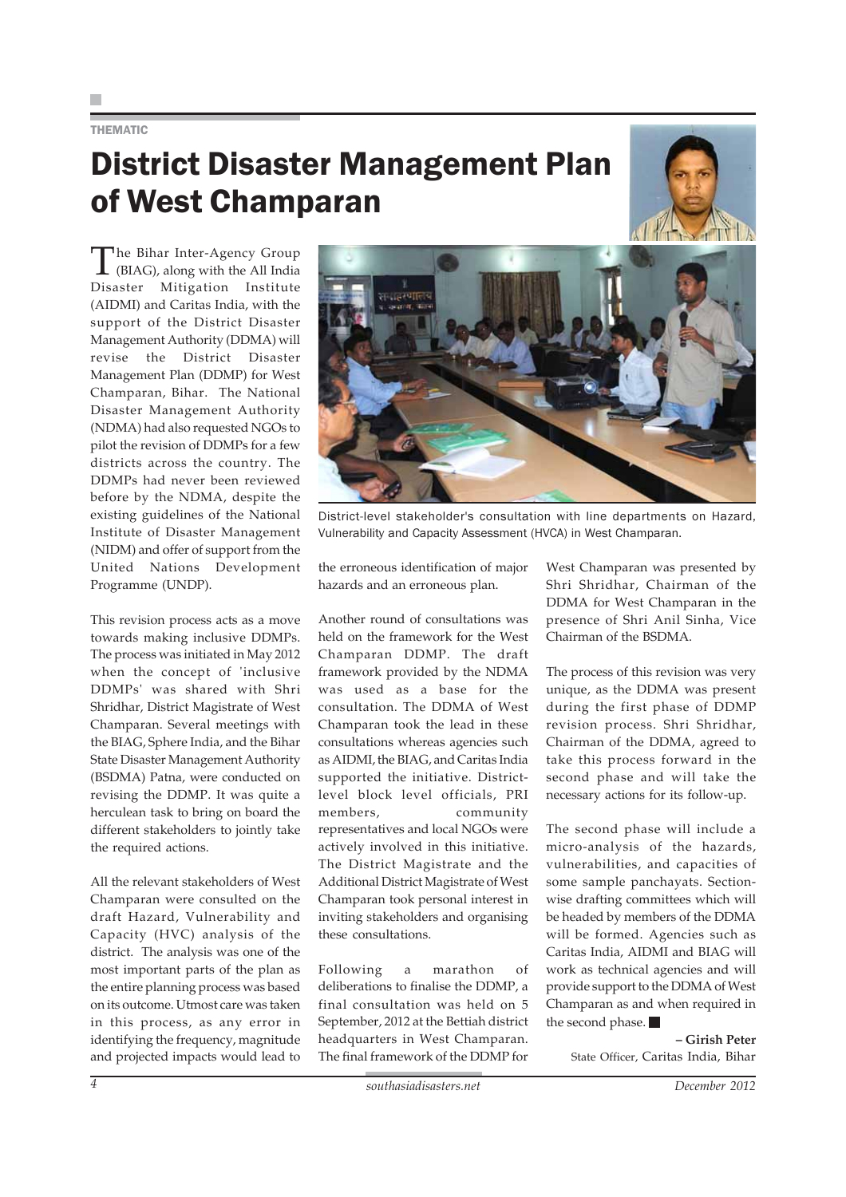THEMATIC

# District Disaster Management Plan of West Champaran

The Bihar Inter-Agency Group (BIAG), along with the All India Disaster Mitigation Institute (AIDMI) and Caritas India, with the support of the District Disaster Management Authority (DDMA) will revise the District Disaster Management Plan (DDMP) for West Champaran, Bihar. The National Disaster Management Authority (NDMA) had also requested NGOs to pilot the revision of DDMPs for a few districts across the country. The DDMPs had never been reviewed before by the NDMA, despite the existing guidelines of the National Institute of Disaster Management (NIDM) and offer of support from the United Nations Development Programme (UNDP).

District-level stakeholder's consultation with line departments on Hazard, Vulnerability and Capacity Assessment (HVCA) in West Champaran.

This revision process acts as a move towards making inclusive DDMPs. The process was initiated in May 2012 when the concept of 'inclusive DDMPs' was shared with Shri Shridhar, District Magistrate of West Champaran. Several meetings with the BIAG, Sphere India, and the Bihar State Disaster Management Authority (BSDMA) Patna, were conducted on revising the DDMP. It was quite a herculean task to bring on board the different stakeholders to jointly take the required actions.

All the relevant stakeholders of West Champaran were consulted on the draft Hazard, Vulnerability and Capacity (HVC) analysis of the district. The analysis was one of the most important parts of the plan as the entire planning process was based on its outcome. Utmost care was taken in this process, as any error in identifying the frequency, magnitude and projected impacts would lead to the erroneous identification of major hazards and an erroneous plan.

Another round of consultations was held on the framework for the West Champaran DDMP. The draft framework provided by the NDMA was used as a base for the consultation. The DDMA of West Champaran took the lead in these consultations whereas agencies such as AIDMI, the BIAG, and Caritas India supported the initiative. District-level block level officials, PRI members, community representatives and local NGOs were actively involved in this initiative. The District Magistrate and the Additional District Magistrate of West Champaran took personal interest in inviting stakeholders and organising these consultations.

Following a marathon of deliberations to finalise the DDMP, a final consultation was held on 5 September, 2012 at the Bettiah district headquarters in West Champaran. The final framework of the DDMP for West Champaran was presented by Shri Shridhar, Chairman of the DDMA for West Champaran in the presence of Shri Anil Sinha, Vice Chairman of the BSDMA.

The process of this revision was very unique, as the DDMA was present during the first phase of DDMP revision process. Shri Shridhar, Chairman of the DDMA, agreed to take this process forward in the second phase and will take the necessary actions for its follow-up.

The second phase will include a micro-analysis of the hazards, vulnerabilities, and capacities of some sample panchayats. Section-wise drafting committees which will be headed by members of the DDMA will be formed. Agencies such as Caritas India, AIDMI and BIAG will work as technical agencies and will provide support to the DDMA of West Champaran as and when required in the second phase. ■

**– Girish Peter**
State Officer, Caritas India, Bihar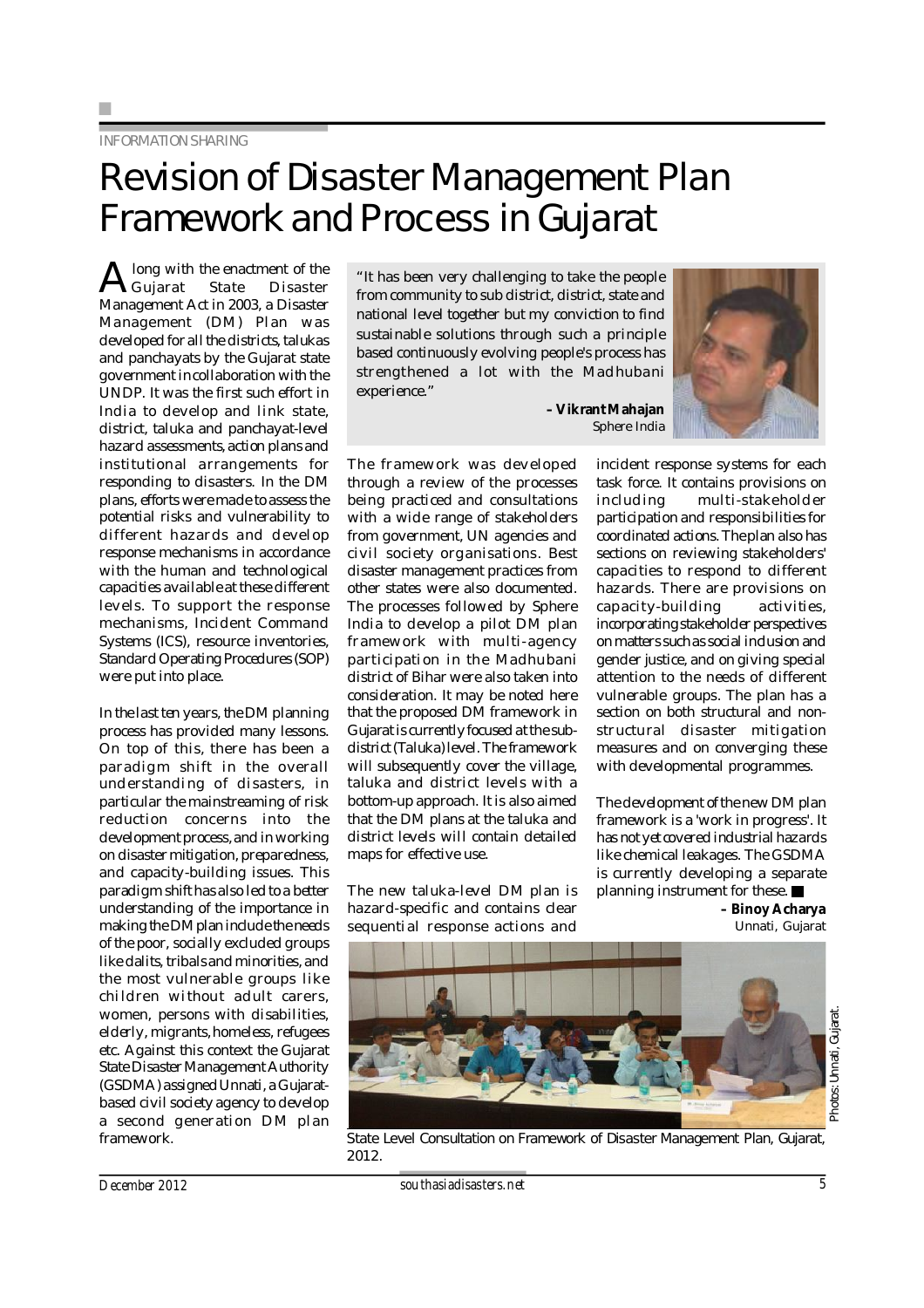INFORMATION SHARING

# Revision of Disaster Management Plan Framework and Process in Gujarat

Along with the enactment of the Gujarat State Disaster Management Act in 2003, a Disaster Management (DM) Plan was developed for all the districts, talukas and panchayats by the Gujarat state government in collaboration with the UNDP. It was the first such effort in India to develop and link state, district, taluka and panchayat-level hazard assessments, action plans and institutional arrangements for responding to disasters. In the DM plans, efforts were made to assess the potential risks and vulnerability to different hazards and develop response mechanisms in accordance with the human and technological capacities available at these different levels. To support the response mechanisms, Incident Command Systems (ICS), resource inventories, Standard Operating Procedures (SOP) were put into place.

In the last ten years, the DM planning process has provided many lessons. On top of this, there has been a paradigm shift in the overall understanding of disasters, in particular the mainstreaming of risk reduction concerns into the development process, and in working on disaster mitigation, preparedness, and capacity-building issues. This paradigm shift has also led to a better understanding of the importance in making the DM plan include the needs of the poor, socially excluded groups like dalits, tribals and minorities, and the most vulnerable groups like children without adult carers, women, persons with disabilities, elderly, migrants, homeless, refugees etc. Against this context the Gujarat State Disaster Management Authority (GSDMA) assigned Unnati, a Gujarat-based civil society agency to develop a second generation DM plan framework.

> "It has been very challenging to take the people from community to sub district, district, state and national level together but my conviction to find sustainable solutions through such a principle based continuously evolving people's process has strengthened a lot with the Madhubani experience."
>
> **– Vikrant Mahajan**
> *Sphere India*

The framework was developed through a review of the processes being practiced and consultations with a wide range of stakeholders from government, UN agencies and civil society organisations. Best disaster management practices from other states were also documented. The processes followed by Sphere India to develop a pilot DM plan framework with multi-agency participation in the Madhubani district of Bihar were also taken into consideration. It may be noted here that the proposed DM framework in Gujarat is currently focused at the sub-district (Taluka) level. The framework will subsequently cover the village, taluka and district levels with a bottom-up approach. It is also aimed that the DM plans at the taluka and district levels will contain detailed maps for effective use.

The new taluka-level DM plan is hazard-specific and contains clear sequential response actions and incident response systems for each task force. It contains provisions on including multi-stakeholder participation and responsibilities for coordinated actions. The plan also has sections on reviewing stakeholders' capacities to respond to different hazards. There are provisions on capacity-building activities, incorporating stakeholder perspectives on matters such as social inclusion and gender justice, and on giving special attention to the needs of different vulnerable groups. The plan has a section on both structural and non-structural disaster mitigation measures and on converging these with developmental programmes.

The development of the new DM plan framework is a 'work in progress'. It has not yet covered industrial hazards like chemical leakages. The GSDMA is currently developing a separate planning instrument for these. ■

**– Binoy Acharya**
Unnati, Gujarat

State Level Consultation on Framework of Disaster Management Plan, Gujarat, 2012.

Photos: Unnati, Gujarat.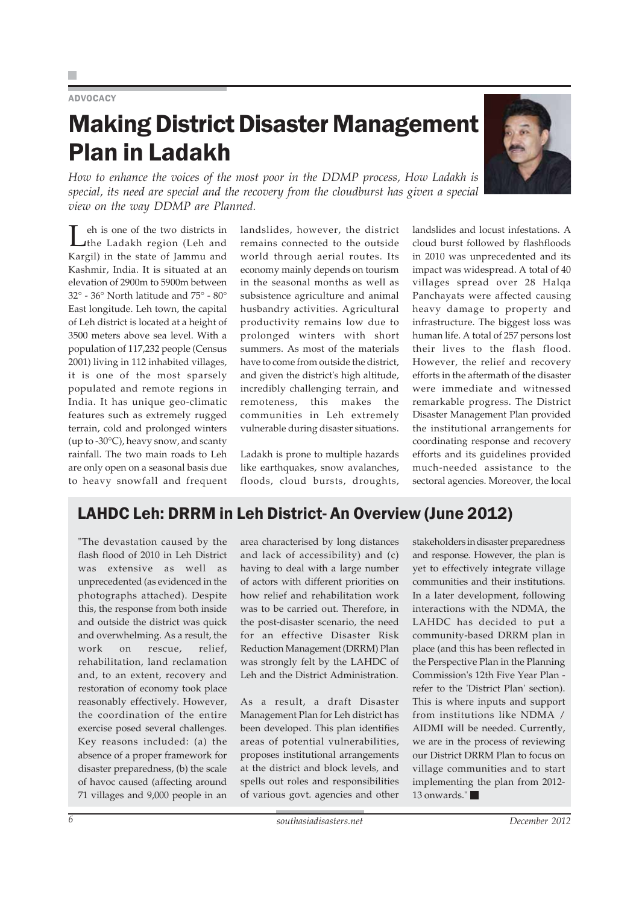ADVOCACY

# Making District Disaster Management Plan in Ladakh

*How to enhance the voices of the most poor in the DDMP process, How Ladakh is special, its need are special and the recovery from the cloudburst has given a special view on the way DDMP are Planned.*

Leh is one of the two districts in the Ladakh region (Leh and Kargil) in the state of Jammu and Kashmir, India. It is situated at an elevation of 2900m to 5900m between 32° - 36° North latitude and 75° - 80° East longitude. Leh town, the capital of Leh district is located at a height of 3500 meters above sea level. With a population of 117,232 people (Census 2001) living in 112 inhabited villages, it is one of the most sparsely populated and remote regions in India. It has unique geo-climatic features such as extremely rugged terrain, cold and prolonged winters (up to -30°C), heavy snow, and scanty rainfall. The two main roads to Leh are only open on a seasonal basis due to heavy snowfall and frequent landslides, however, the district remains connected to the outside world through aerial routes. Its economy mainly depends on tourism in the seasonal months as well as subsistence agriculture and animal husbandry activities. Agricultural productivity remains low due to prolonged winters with short summers. As most of the materials have to come from outside the district, and given the district's high altitude, incredibly challenging terrain, and remoteness, this makes the communities in Leh extremely vulnerable during disaster situations.

Ladakh is prone to multiple hazards like earthquakes, snow avalanches, floods, cloud bursts, droughts, landslides and locust infestations. A cloud burst followed by flashfloods in 2010 was unprecedented and its impact was widespread. A total of 40 villages spread over 28 Halqa Panchayats were affected causing heavy damage to property and infrastructure. The biggest loss was human life. A total of 257 persons lost their lives to the flash flood. However, the relief and recovery efforts in the aftermath of the disaster were immediate and witnessed remarkable progress. The District Disaster Management Plan provided the institutional arrangements for coordinating response and recovery efforts and its guidelines provided much-needed assistance to the sectoral agencies. Moreover, the local

## LAHDC Leh: DRRM in Leh District- An Overview (June 2012)

"The devastation caused by the flash flood of 2010 in Leh District was extensive as well as unprecedented (as evidenced in the photographs attached). Despite this, the response from both inside and outside the district was quick and overwhelming. As a result, the work on rescue, relief, rehabilitation, land reclamation and, to an extent, recovery and restoration of economy took place reasonably effectively. However, the coordination of the entire exercise posed several challenges. Key reasons included: (a) the absence of a proper framework for disaster preparedness, (b) the scale of havoc caused (affecting around 71 villages and 9,000 people in an area characterised by long distances and lack of accessibility) and (c) having to deal with a large number of actors with different priorities on how relief and rehabilitation work was to be carried out. Therefore, in the post-disaster scenario, the need for an effective Disaster Risk Reduction Management (DRRM) Plan was strongly felt by the LAHDC of Leh and the District Administration.

As a result, a draft Disaster Management Plan for Leh district has been developed. This plan identifies areas of potential vulnerabilities, proposes institutional arrangements at the district and block levels, and spells out roles and responsibilities of various govt. agencies and other stakeholders in disaster preparedness and response. However, the plan is yet to effectively integrate village communities and their institutions. In a later development, following interactions with the NDMA, the LAHDC has decided to put a community-based DRRM plan in place (and this has been reflected in the Perspective Plan in the Planning Commission's 12th Five Year Plan - refer to the 'District Plan' section). This is where inputs and support from institutions like NDMA / AIDMI will be needed. Currently, we are in the process of reviewing our District DRRM Plan to focus on village communities and to start implementing the plan from 2012-13 onwards."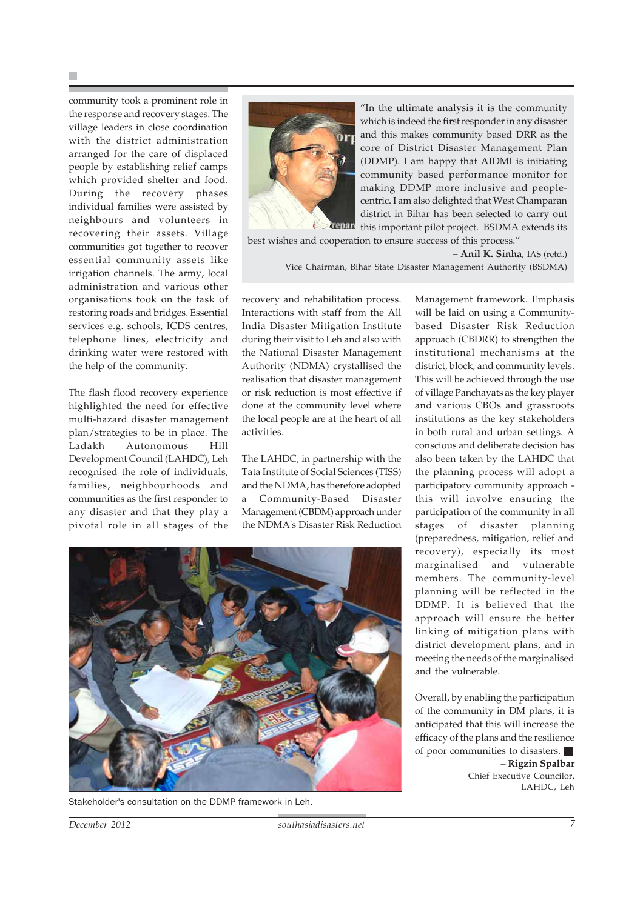community took a prominent role in the response and recovery stages. The village leaders in close coordination with the district administration arranged for the care of displaced people by establishing relief camps which provided shelter and food. During the recovery phases individual families were assisted by neighbours and volunteers in recovering their assets. Village communities got together to recover essential community assets like irrigation channels. The army, local administration and various other organisations took on the task of restoring roads and bridges. Essential services e.g. schools, ICDS centres, telephone lines, electricity and drinking water were restored with the help of the community.

The flash flood recovery experience highlighted the need for effective multi-hazard disaster management plan/strategies to be in place. The Ladakh Autonomous Hill Development Council (LAHDC), Leh recognised the role of individuals, families, neighbourhoods and communities as the first responder to any disaster and that they play a pivotal role in all stages of the recovery and rehabilitation process. Interactions with staff from the All India Disaster Mitigation Institute during their visit to Leh and also with the National Disaster Management Authority (NDMA) crystallised the realisation that disaster management or risk reduction is most effective if done at the community level where the local people are at the heart of all activities.

> "In the ultimate analysis it is the community which is indeed the first responder in any disaster and this makes community based DRR as the core of District Disaster Management Plan (DDMP). I am happy that AIDMI is initiating community based performance monitor for making DDMP more inclusive and people-centric. I am also delighted that West Champaran district in Bihar has been selected to carry out this important pilot project. BSDMA extends its best wishes and cooperation to ensure success of this process."
>
> **– Anil K. Sinha**, IAS (retd.)
> Vice Chairman, Bihar State Disaster Management Authority (BSDMA)

The LAHDC, in partnership with the Tata Institute of Social Sciences (TISS) and the NDMA, has therefore adopted a Community-Based Disaster Management (CBDM) approach under the NDMA's Disaster Risk Reduction Management framework. Emphasis will be laid on using a Community-based Disaster Risk Reduction approach (CBDRR) to strengthen the institutional mechanisms at the district, block, and community levels. This will be achieved through the use of village Panchayats as the key player and various CBOs and grassroots institutions as the key stakeholders in both rural and urban settings. A conscious and deliberate decision has also been taken by the LAHDC that the planning process will adopt a participatory community approach - this will involve ensuring the participation of the community in all stages of disaster planning (preparedness, mitigation, relief and recovery), especially its most marginalised and vulnerable members. The community-level planning will be reflected in the DDMP. It is believed that the approach will ensure the better linking of mitigation plans with district development plans, and in meeting the needs of the marginalised and the vulnerable.

Overall, by enabling the participation of the community in DM plans, it is anticipated that this will increase the efficacy of the plans and the resilience of poor communities to disasters. ■

**– Rigzin Spalbar**
Chief Executive Councilor,
LAHDC, Leh

Stakeholder's consultation on the DDMP framework in Leh.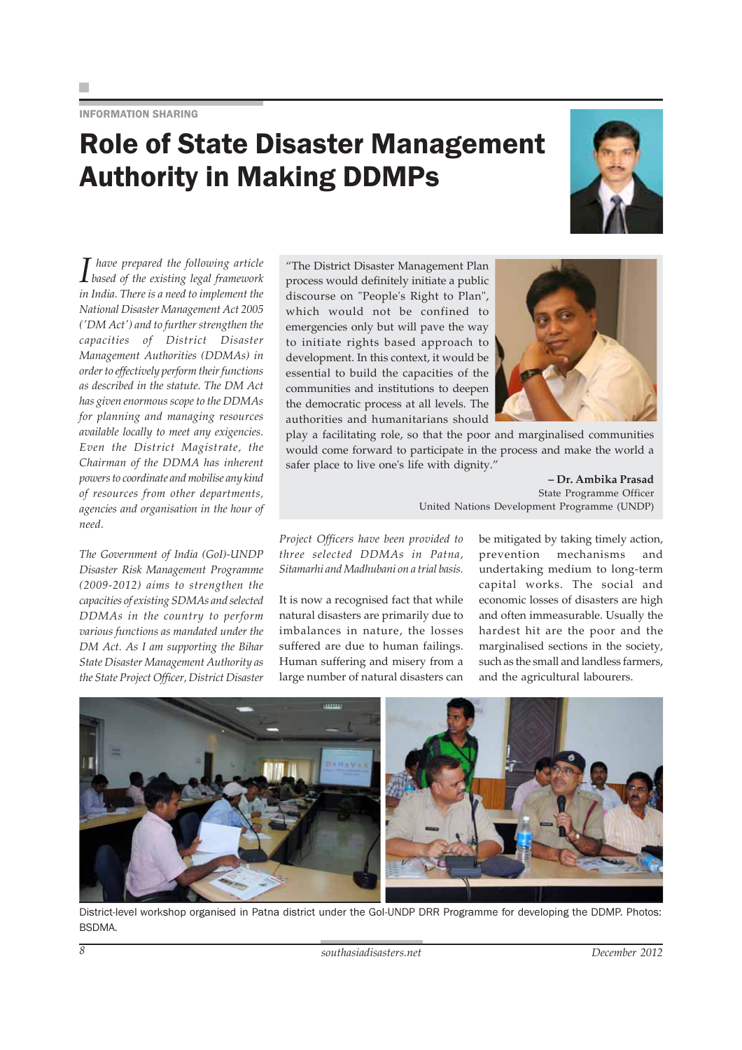INFORMATION SHARING

# Role of State Disaster Management Authority in Making DDMPs

*I have prepared the following article based of the existing legal framework in India. There is a need to implement the National Disaster Management Act 2005 ('DM Act') and to further strengthen the capacities of District Disaster Management Authorities (DDMAs) in order to effectively perform their functions as described in the statute. The DM Act has given enormous scope to the DDMAs for planning and managing resources available locally to meet any exigencies. Even the District Magistrate, the Chairman of the DDMA has inherent powers to coordinate and mobilise any kind of resources from other departments, agencies and organisation in the hour of need.*

*The Government of India (GoI)-UNDP Disaster Risk Management Programme (2009-2012) aims to strengthen the capacities of existing SDMAs and selected DDMAs in the country to perform various functions as mandated under the DM Act. As I am supporting the Bihar State Disaster Management Authority as the State Project Officer, District Disaster Project Officers have been provided to three selected DDMAs in Patna, Sitamarhi and Madhubani on a trial basis.*

"The District Disaster Management Plan process would definitely initiate a public discourse on "People's Right to Plan", which would not be confined to emergencies only but will pave the way to initiate rights based approach to development. In this context, it would be essential to build the capacities of the communities and institutions to deepen the democratic process at all levels. The authorities and humanitarians should play a facilitating role, so that the poor and marginalised communities would come forward to participate in the process and make the world a safer place to live one's life with dignity."

**– Dr. Ambika Prasad**
State Programme Officer
United Nations Development Programme (UNDP)

It is now a recognised fact that while natural disasters are primarily due to imbalances in nature, the losses suffered are due to human failings. Human suffering and misery from a large number of natural disasters can be mitigated by taking timely action, prevention mechanisms and undertaking medium to long-term capital works. The social and economic losses of disasters are high and often immeasurable. Usually the hardest hit are the poor and the marginalised sections in the society, such as the small and landless farmers, and the agricultural labourers.

District-level workshop organised in Patna district under the GoI-UNDP DRR Programme for developing the DDMP. Photos: BSDMA.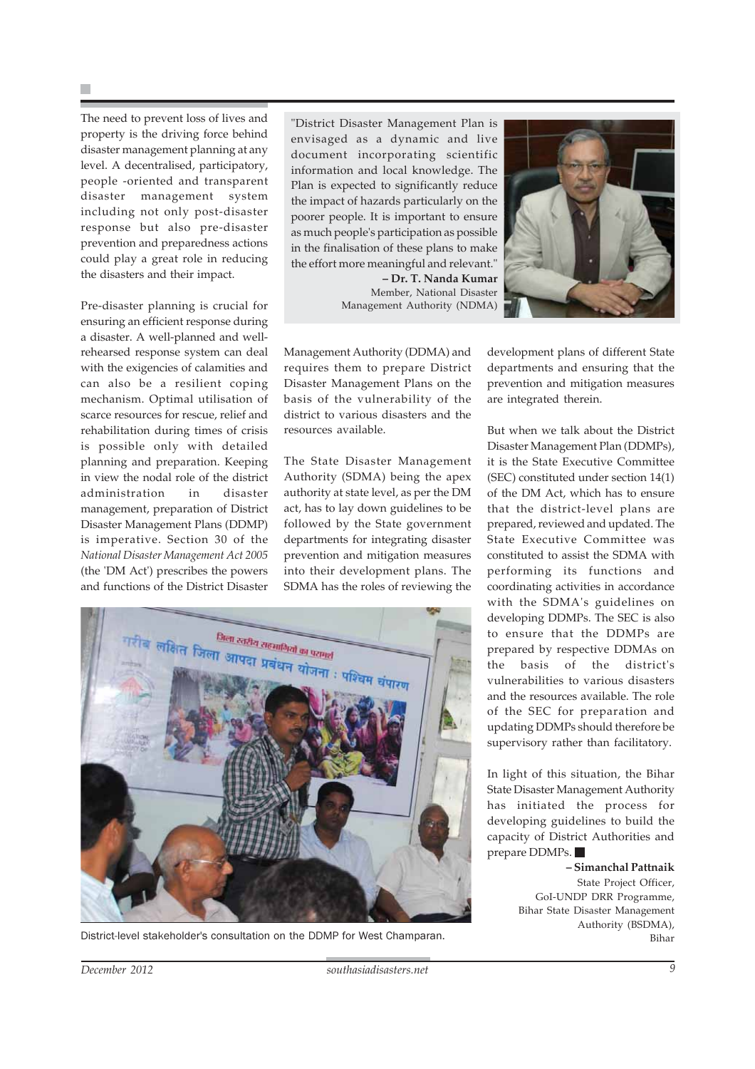The need to prevent loss of lives and property is the driving force behind disaster management planning at any level. A decentralised, participatory, people -oriented and transparent disaster management system including not only post-disaster response but also pre-disaster prevention and preparedness actions could play a great role in reducing the disasters and their impact.

Pre-disaster planning is crucial for ensuring an efficient response during a disaster. A well-planned and well-rehearsed response system can deal with the exigencies of calamities and can also be a resilient coping mechanism. Optimal utilisation of scarce resources for rescue, relief and rehabilitation during times of crisis is possible only with detailed planning and preparation. Keeping in view the nodal role of the district administration in disaster management, preparation of District Disaster Management Plans (DDMP) is imperative. Section 30 of the *National Disaster Management Act 2005* (the 'DM Act') prescribes the powers and functions of the District Disaster Management Authority (DDMA) and requires them to prepare District Disaster Management Plans on the basis of the vulnerability of the district to various disasters and the resources available.

> "District Disaster Management Plan is envisaged as a dynamic and live document incorporating scientific information and local knowledge. The Plan is expected to significantly reduce the impact of hazards particularly on the poorer people. It is important to ensure as much people's participation as possible in the finalisation of these plans to make the effort more meaningful and relevant."
>
> **– Dr. T. Nanda Kumar**
> Member, National Disaster Management Authority (NDMA)

The State Disaster Management Authority (SDMA) being the apex authority at state level, as per the DM act, has to lay down guidelines to be followed by the State government departments for integrating disaster prevention and mitigation measures into their development plans. The SDMA has the roles of reviewing the development plans of different State departments and ensuring that the prevention and mitigation measures are integrated therein.

But when we talk about the District Disaster Management Plan (DDMPs), it is the State Executive Committee (SEC) constituted under section 14(1) of the DM Act, which has to ensure that the district-level plans are prepared, reviewed and updated. The State Executive Committee was constituted to assist the SDMA with performing its functions and coordinating activities in accordance with the SDMA's guidelines on developing DDMPs. The SEC is also to ensure that the DDMPs are prepared by respective DDMAs on the basis of the district's vulnerabilities to various disasters and the resources available. The role of the SEC for preparation and updating DDMPs should therefore be supervisory rather than facilitatory.

In light of this situation, the Bihar State Disaster Management Authority has initiated the process for developing guidelines to build the capacity of District Authorities and prepare DDMPs.

**– Simanchal Pattnaik**
State Project Officer,
GoI-UNDP DRR Programme,
Bihar State Disaster Management Authority (BSDMA),
Bihar

District-level stakeholder's consultation on the DDMP for West Champaran.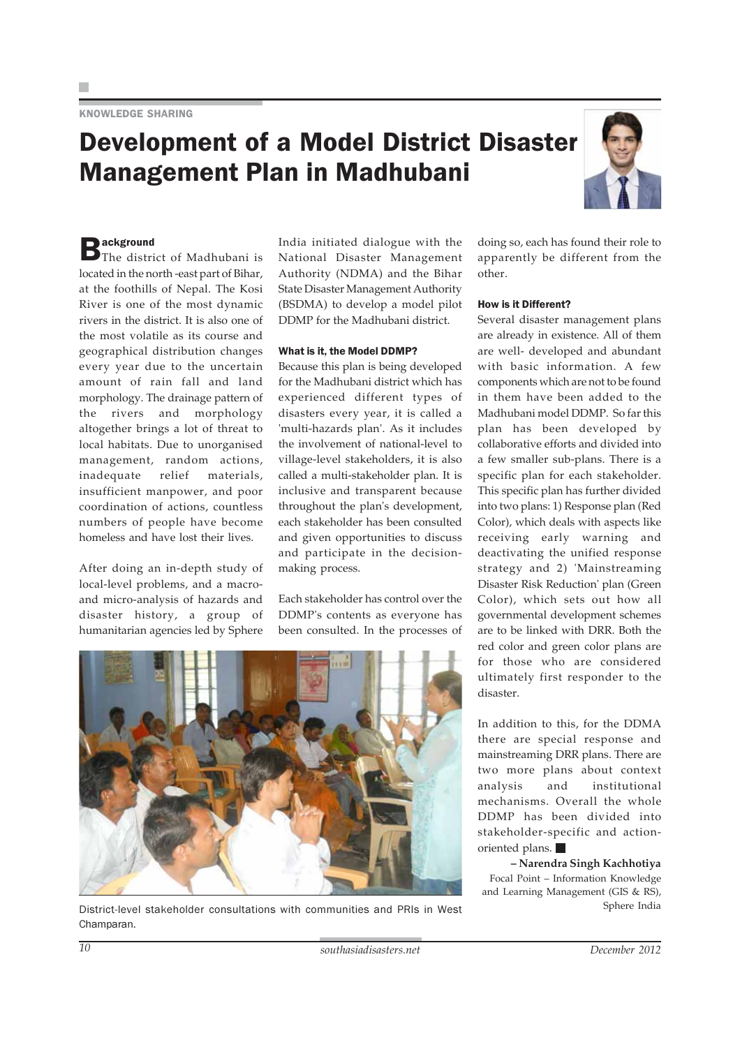KNOWLEDGE SHARING

# Development of a Model District Disaster Management Plan in Madhubani

### Background

The district of Madhubani is located in the north -east part of Bihar, at the foothills of Nepal. The Kosi River is one of the most dynamic rivers in the district. It is also one of the most volatile as its course and geographical distribution changes every year due to the uncertain amount of rain fall and land morphology. The drainage pattern of the rivers and morphology altogether brings a lot of threat to local habitats. Due to unorganised management, random actions, inadequate relief materials, insufficient manpower, and poor coordination of actions, countless numbers of people have become homeless and have lost their lives.

After doing an in-depth study of local-level problems, and a macro- and micro-analysis of hazards and disaster history, a group of humanitarian agencies led by Sphere India initiated dialogue with the National Disaster Management Authority (NDMA) and the Bihar State Disaster Management Authority (BSDMA) to develop a model pilot DDMP for the Madhubani district.

### What is it, the Model DDMP?

Because this plan is being developed for the Madhubani district which has experienced different types of disasters every year, it is called a 'multi-hazards plan'. As it includes the involvement of national-level to village-level stakeholders, it is also called a multi-stakeholder plan. It is inclusive and transparent because throughout the plan's development, each stakeholder has been consulted and given opportunities to discuss and participate in the decision-making process.

Each stakeholder has control over the DDMP's contents as everyone has been consulted. In the processes of doing so, each has found their role to apparently be different from the other.

District-level stakeholder consultations with communities and PRIs in West Champaran.

### How is it Different?

Several disaster management plans are already in existence. All of them are well- developed and abundant with basic information. A few components which are not to be found in them have been added to the Madhubani model DDMP. So far this plan has been developed by collaborative efforts and divided into a few smaller sub-plans. There is a specific plan for each stakeholder. This specific plan has further divided into two plans: 1) Response plan (Red Color), which deals with aspects like receiving early warning and deactivating the unified response strategy and 2) 'Mainstreaming Disaster Risk Reduction' plan (Green Color), which sets out how all governmental development schemes are to be linked with DRR. Both the red color and green color plans are for those who are considered ultimately first responder to the disaster.

In addition to this, for the DDMA there are special response and mainstreaming DRR plans. There are two more plans about context analysis and institutional mechanisms. Overall the whole DDMP has been divided into stakeholder-specific and action-oriented plans. ■

**– Narendra Singh Kachhotiya**
Focal Point – Information Knowledge and Learning Management (GIS & RS), Sphere India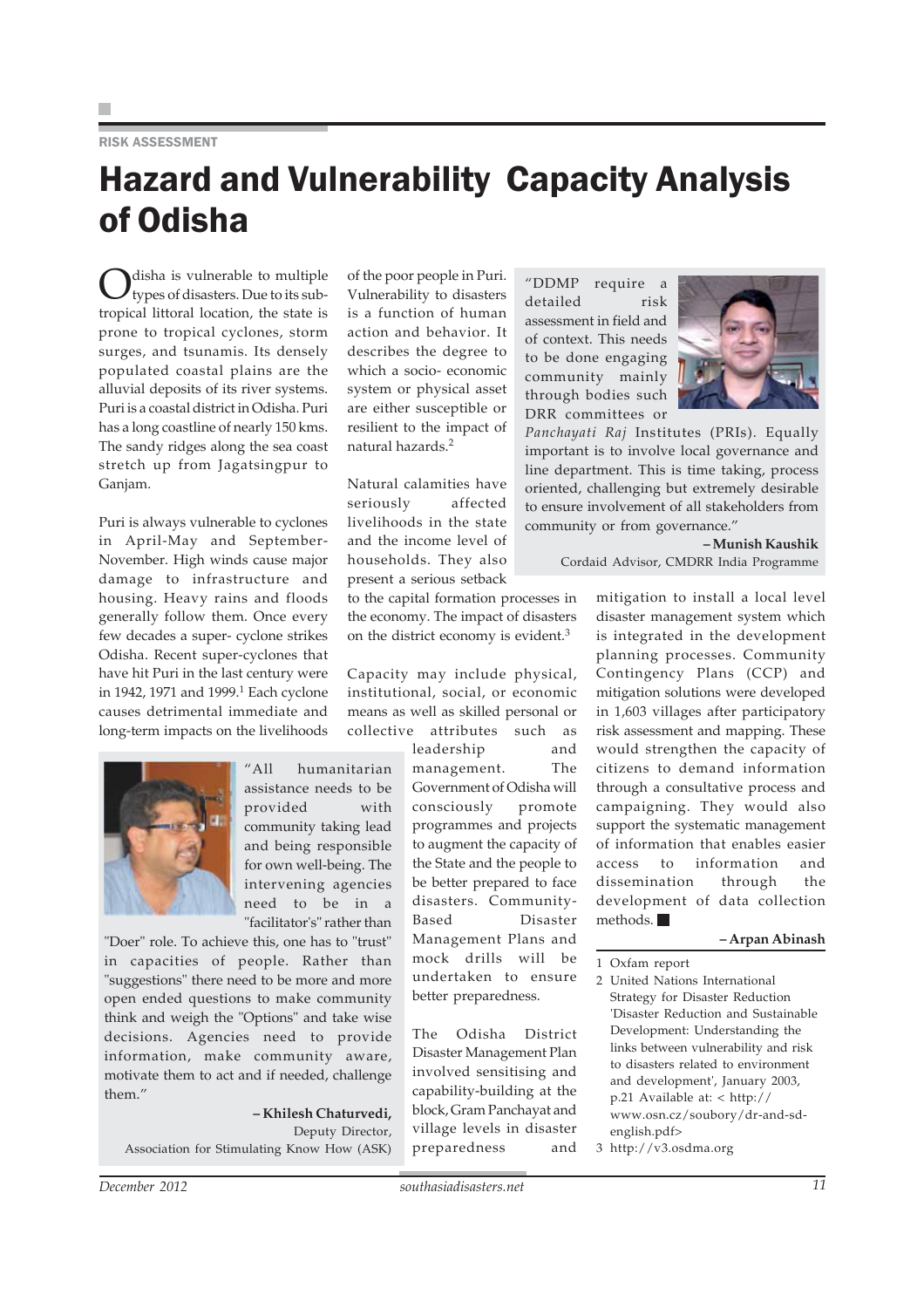RISK ASSESSMENT

# Hazard and Vulnerability Capacity Analysis of Odisha

Odisha is vulnerable to multiple types of disasters. Due to its sub-tropical littoral location, the state is prone to tropical cyclones, storm surges, and tsunamis. Its densely populated coastal plains are the alluvial deposits of its river systems. Puri is a coastal district in Odisha. Puri has a long coastline of nearly 150 kms. The sandy ridges along the sea coast stretch up from Jagatsingpur to Ganjam.

Puri is always vulnerable to cyclones in April-May and September-November. High winds cause major damage to infrastructure and housing. Heavy rains and floods generally follow them. Once every few decades a super- cyclone strikes Odisha. Recent super-cyclones that have hit Puri in the last century were in 1942, 1971 and 1999.[1] Each cyclone causes detrimental immediate and long-term impacts on the livelihoods of the poor people in Puri. Vulnerability to disasters is a function of human action and behavior. It describes the degree to which a socio- economic system or physical asset are either susceptible or resilient to the impact of natural hazards.[2]

Natural calamities have seriously affected livelihoods in the state and the income level of households. They also present a serious setback to the capital formation processes in the economy. The impact of disasters on the district economy is evident.[3]

Capacity may include physical, institutional, social, or economic means as well as skilled personal or collective attributes such as leadership and management. The Government of Odisha will consciously promote programmes and projects to augment the capacity of the State and the people to be better prepared to face disasters. Community-Based Disaster Management Plans and mock drills will be undertaken to ensure better preparedness.

The Odisha District Disaster Management Plan involved sensitising and capability-building at the block, Gram Panchayat and village levels in disaster preparedness and mitigation to install a local level disaster management system which is integrated in the development planning processes. Community Contingency Plans (CCP) and mitigation solutions were developed in 1,603 villages after participatory risk assessment and mapping. These would strengthen the capacity of citizens to demand information through a consultative process and campaigning. They would also support the systematic management of information that enables easier access to information and dissemination through the development of data collection methods. ■

**– Arpan Abinash**

> "DDMP require a detailed risk assessment in field and of context. This needs to be done engaging community mainly through bodies such DRR committees or *Panchayati Raj* Institutes (PRIs). Equally important is to involve local governance and line department. This is time taking, process oriented, challenging but extremely desirable to ensure involvement of all stakeholders from community or from governance."
>
> **– Munish Kaushik**
> Cordaid Advisor, CMDRR India Programme

> "All humanitarian assistance needs to be provided with community taking lead and being responsible for own well-being. The intervening agencies need to be in a "facilitator's" rather than "Doer" role. To achieve this, one has to "trust" in capacities of people. Rather than "suggestions" there need to be more and more open ended questions to make community think and weigh the "Options" and take wise decisions. Agencies need to provide information, make community aware, motivate them to act and if needed, challenge them."
>
> **– Khilesh Chaturvedi,**
> Deputy Director,
> Association for Stimulating Know How (ASK)

1 Oxfam report
2 United Nations International Strategy for Disaster Reduction 'Disaster Reduction and Sustainable Development: Understanding the links between vulnerability and risk to disasters related to environment and development', January 2003, p.21 Available at: < http://www.osn.cz/soubory/dr-and-sd-english.pdf>
3 http://v3.osdma.org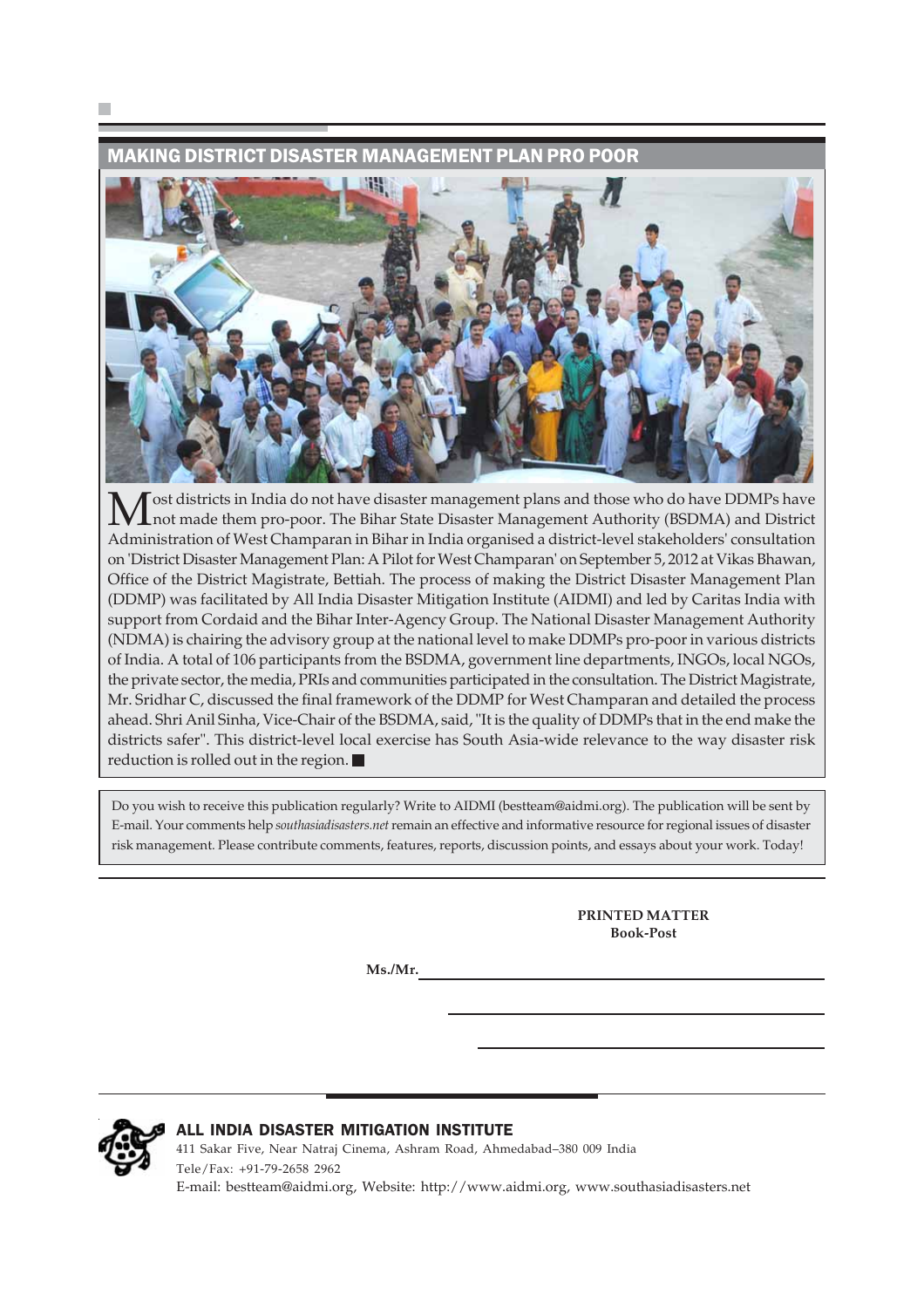## MAKING DISTRICT DISASTER MANAGEMENT PLAN PRO POOR

Most districts in India do not have disaster management plans and those who do have DDMPs have not made them pro-poor. The Bihar State Disaster Management Authority (BSDMA) and District Administration of West Champaran in Bihar in India organised a district-level stakeholders' consultation on 'District Disaster Management Plan: A Pilot for West Champaran' on September 5, 2012 at Vikas Bhawan, Office of the District Magistrate, Bettiah. The process of making the District Disaster Management Plan (DDMP) was facilitated by All India Disaster Mitigation Institute (AIDMI) and led by Caritas India with support from Cordaid and the Bihar Inter-Agency Group. The National Disaster Management Authority (NDMA) is chairing the advisory group at the national level to make DDMPs pro-poor in various districts of India. A total of 106 participants from the BSDMA, government line departments, INGOs, local NGOs, the private sector, the media, PRIs and communities participated in the consultation. The District Magistrate, Mr. Sridhar C, discussed the final framework of the DDMP for West Champaran and detailed the process ahead. Shri Anil Sinha, Vice-Chair of the BSDMA, said, "It is the quality of DDMPs that in the end make the districts safer". This district-level local exercise has South Asia-wide relevance to the way disaster risk reduction is rolled out in the region. ■

Do you wish to receive this publication regularly? Write to AIDMI (bestteam@aidmi.org). The publication will be sent by E-mail. Your comments help *southasiadisasters.net* remain an effective and informative resource for regional issues of disaster risk management. Please contribute comments, features, reports, discussion points, and essays about your work. Today!

**PRINTED MATTER**
**Book-Post**

**Ms./Mr.** ____________________________________

____________________________________

____________________________________

**ALL INDIA DISASTER MITIGATION INSTITUTE**

411 Sakar Five, Near Natraj Cinema, Ashram Road, Ahmedabad–380 009 India

Tele/Fax: +91-79-2658 2962

E-mail: bestteam@aidmi.org, Website: http://www.aidmi.org, www.southasiadisasters.net